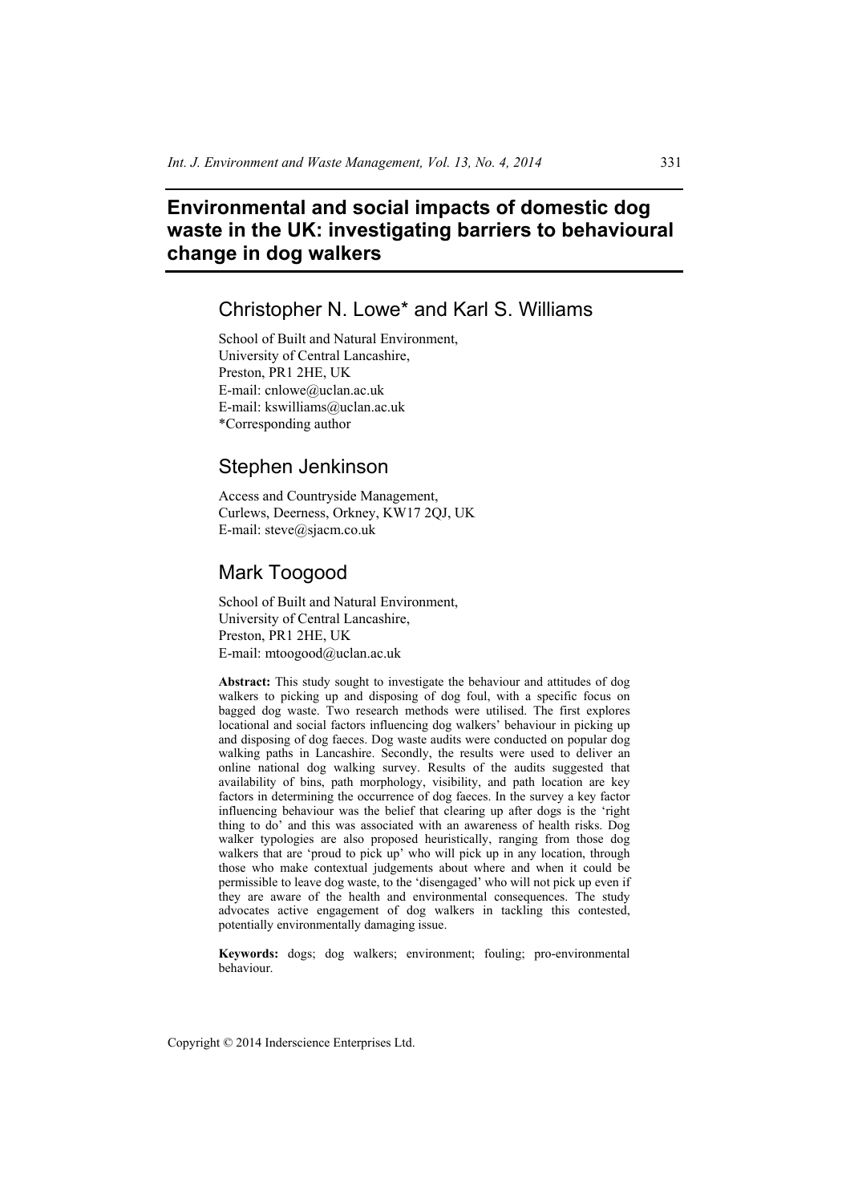# Environmental and social impacts of domestic dog waste in the UK: investigating barriers to behavioural change in dog walkers

## Christopher N. Lowe* and Karl S. Williams

School of Built and Natural Environment,
University of Central Lancashire,
Preston, PR1 2HE, UK
E-mail: cnlowe@uclan.ac.uk
E-mail: kswilliams@uclan.ac.uk
*Corresponding author

## Stephen Jenkinson

Access and Countryside Management,
Curlews, Deerness, Orkney, KW17 2QJ, UK
E-mail: steve@sjacm.co.uk

## Mark Toogood

School of Built and Natural Environment,
University of Central Lancashire,
Preston, PR1 2HE, UK
E-mail: mtoogood@uclan.ac.uk

**Abstract:** This study sought to investigate the behaviour and attitudes of dog walkers to picking up and disposing of dog foul, with a specific focus on bagged dog waste. Two research methods were utilised. The first explores locational and social factors influencing dog walkers' behaviour in picking up and disposing of dog faeces. Dog waste audits were conducted on popular dog walking paths in Lancashire. Secondly, the results were used to deliver an online national dog walking survey. Results of the audits suggested that availability of bins, path morphology, visibility, and path location are key factors in determining the occurrence of dog faeces. In the survey a key factor influencing behaviour was the belief that clearing up after dogs is the 'right thing to do' and this was associated with an awareness of health risks. Dog walker typologies are also proposed heuristically, ranging from those dog walkers that are 'proud to pick up' who will pick up in any location, through those who make contextual judgements about where and when it could be permissible to leave dog waste, to the 'disengaged' who will not pick up even if they are aware of the health and environmental consequences. The study advocates active engagement of dog walkers in tackling this contested, potentially environmentally damaging issue.

**Keywords:** dogs; dog walkers; environment; fouling; pro-environmental behaviour.

Copyright © 2014 Inderscience Enterprises Ltd.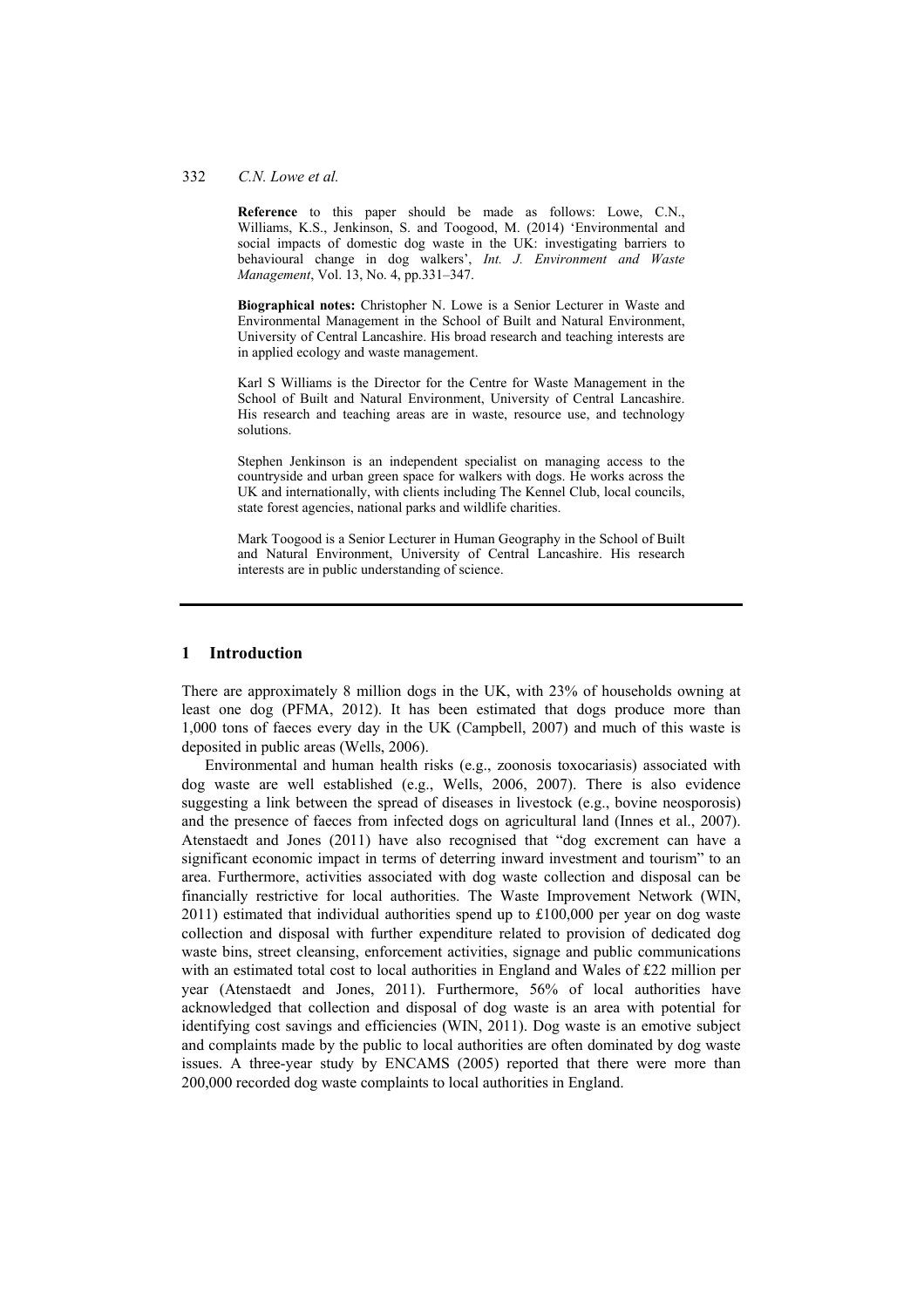**Reference** to this paper should be made as follows: Lowe, C.N., Williams, K.S., Jenkinson, S. and Toogood, M. (2014) 'Environmental and social impacts of domestic dog waste in the UK: investigating barriers to behavioural change in dog walkers', *Int. J. Environment and Waste Management*, Vol. 13, No. 4, pp.331–347.

**Biographical notes:** Christopher N. Lowe is a Senior Lecturer in Waste and Environmental Management in the School of Built and Natural Environment, University of Central Lancashire. His broad research and teaching interests are in applied ecology and waste management.

Karl S Williams is the Director for the Centre for Waste Management in the School of Built and Natural Environment, University of Central Lancashire. His research and teaching areas are in waste, resource use, and technology solutions.

Stephen Jenkinson is an independent specialist on managing access to the countryside and urban green space for walkers with dogs. He works across the UK and internationally, with clients including The Kennel Club, local councils, state forest agencies, national parks and wildlife charities.

Mark Toogood is a Senior Lecturer in Human Geography in the School of Built and Natural Environment, University of Central Lancashire. His research interests are in public understanding of science.

## 1 Introduction

There are approximately 8 million dogs in the UK, with 23% of households owning at least one dog (PFMA, 2012). It has been estimated that dogs produce more than 1,000 tons of faeces every day in the UK (Campbell, 2007) and much of this waste is deposited in public areas (Wells, 2006).

Environmental and human health risks (e.g., zoonosis toxocariasis) associated with dog waste are well established (e.g., Wells, 2006, 2007). There is also evidence suggesting a link between the spread of diseases in livestock (e.g., bovine neosporosis) and the presence of faeces from infected dogs on agricultural land (Innes et al., 2007). Atenstaedt and Jones (2011) have also recognised that "dog excrement can have a significant economic impact in terms of deterring inward investment and tourism" to an area. Furthermore, activities associated with dog waste collection and disposal can be financially restrictive for local authorities. The Waste Improvement Network (WIN, 2011) estimated that individual authorities spend up to £100,000 per year on dog waste collection and disposal with further expenditure related to provision of dedicated dog waste bins, street cleansing, enforcement activities, signage and public communications with an estimated total cost to local authorities in England and Wales of £22 million per year (Atenstaedt and Jones, 2011). Furthermore, 56% of local authorities have acknowledged that collection and disposal of dog waste is an area with potential for identifying cost savings and efficiencies (WIN, 2011). Dog waste is an emotive subject and complaints made by the public to local authorities are often dominated by dog waste issues. A three-year study by ENCAMS (2005) reported that there were more than 200,000 recorded dog waste complaints to local authorities in England.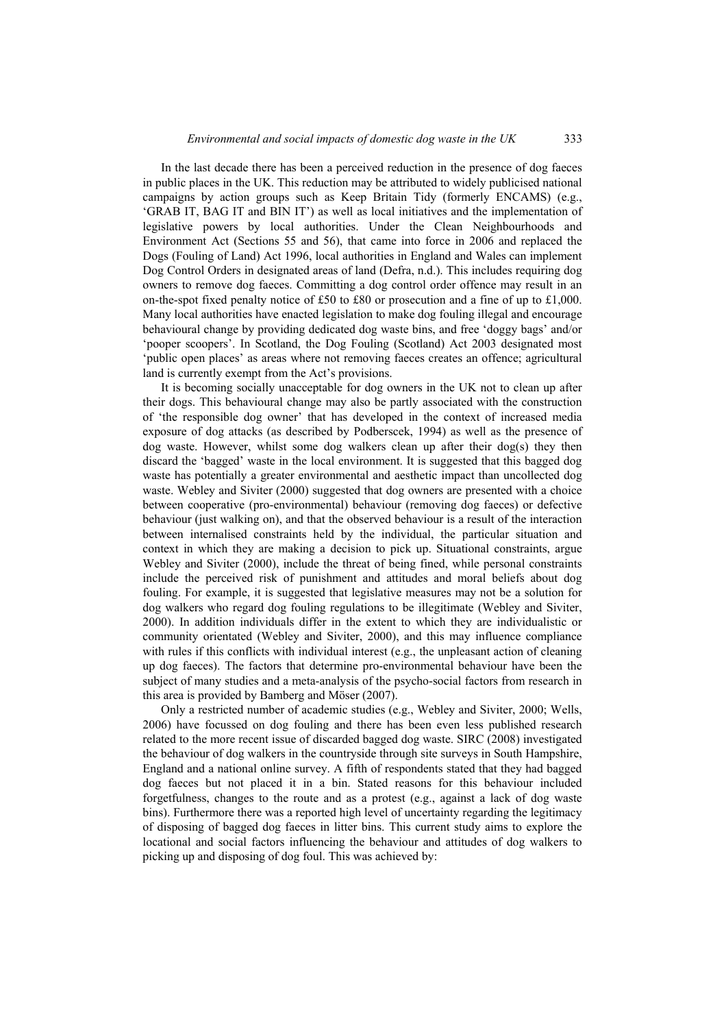In the last decade there has been a perceived reduction in the presence of dog faeces in public places in the UK. This reduction may be attributed to widely publicised national campaigns by action groups such as Keep Britain Tidy (formerly ENCAMS) (e.g., 'GRAB IT, BAG IT and BIN IT') as well as local initiatives and the implementation of legislative powers by local authorities. Under the Clean Neighbourhoods and Environment Act (Sections 55 and 56), that came into force in 2006 and replaced the Dogs (Fouling of Land) Act 1996, local authorities in England and Wales can implement Dog Control Orders in designated areas of land (Defra, n.d.). This includes requiring dog owners to remove dog faeces. Committing a dog control order offence may result in an on-the-spot fixed penalty notice of £50 to £80 or prosecution and a fine of up to £1,000. Many local authorities have enacted legislation to make dog fouling illegal and encourage behavioural change by providing dedicated dog waste bins, and free 'doggy bags' and/or 'pooper scoopers'. In Scotland, the Dog Fouling (Scotland) Act 2003 designated most 'public open places' as areas where not removing faeces creates an offence; agricultural land is currently exempt from the Act's provisions.

It is becoming socially unacceptable for dog owners in the UK not to clean up after their dogs. This behavioural change may also be partly associated with the construction of 'the responsible dog owner' that has developed in the context of increased media exposure of dog attacks (as described by Podberscek, 1994) as well as the presence of dog waste. However, whilst some dog walkers clean up after their dog(s) they then discard the 'bagged' waste in the local environment. It is suggested that this bagged dog waste has potentially a greater environmental and aesthetic impact than uncollected dog waste. Webley and Siviter (2000) suggested that dog owners are presented with a choice between cooperative (pro-environmental) behaviour (removing dog faeces) or defective behaviour (just walking on), and that the observed behaviour is a result of the interaction between internalised constraints held by the individual, the particular situation and context in which they are making a decision to pick up. Situational constraints, argue Webley and Siviter (2000), include the threat of being fined, while personal constraints include the perceived risk of punishment and attitudes and moral beliefs about dog fouling. For example, it is suggested that legislative measures may not be a solution for dog walkers who regard dog fouling regulations to be illegitimate (Webley and Siviter, 2000). In addition individuals differ in the extent to which they are individualistic or community orientated (Webley and Siviter, 2000), and this may influence compliance with rules if this conflicts with individual interest (e.g., the unpleasant action of cleaning up dog faeces). The factors that determine pro-environmental behaviour have been the subject of many studies and a meta-analysis of the psycho-social factors from research in this area is provided by Bamberg and Möser (2007).

Only a restricted number of academic studies (e.g., Webley and Siviter, 2000; Wells, 2006) have focussed on dog fouling and there has been even less published research related to the more recent issue of discarded bagged dog waste. SIRC (2008) investigated the behaviour of dog walkers in the countryside through site surveys in South Hampshire, England and a national online survey. A fifth of respondents stated that they had bagged dog faeces but not placed it in a bin. Stated reasons for this behaviour included forgetfulness, changes to the route and as a protest (e.g., against a lack of dog waste bins). Furthermore there was a reported high level of uncertainty regarding the legitimacy of disposing of bagged dog faeces in litter bins. This current study aims to explore the locational and social factors influencing the behaviour and attitudes of dog walkers to picking up and disposing of dog foul. This was achieved by: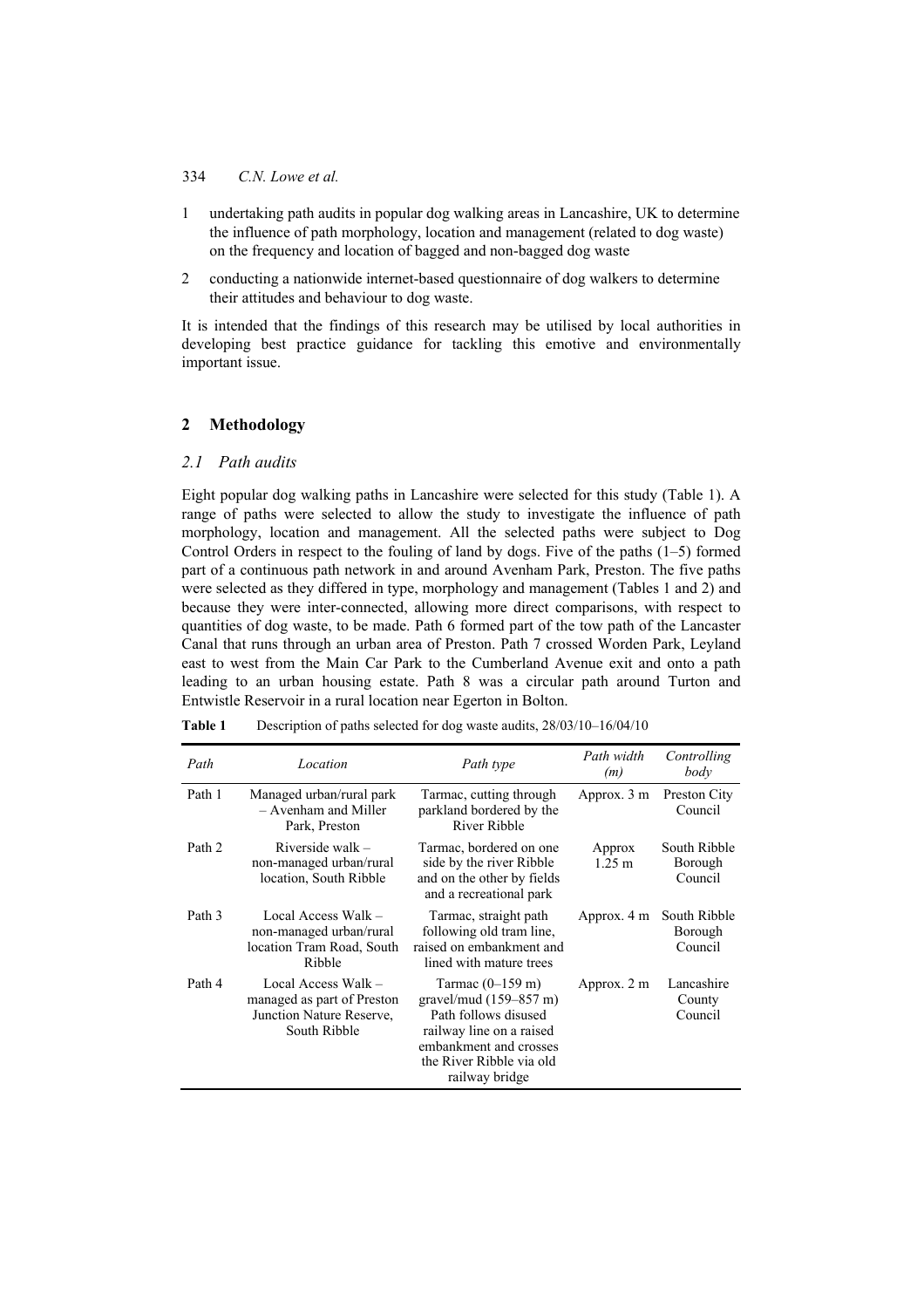1 undertaking path audits in popular dog walking areas in Lancashire, UK to determine the influence of path morphology, location and management (related to dog waste) on the frequency and location of bagged and non-bagged dog waste

2 conducting a nationwide internet-based questionnaire of dog walkers to determine their attitudes and behaviour to dog waste.

It is intended that the findings of this research may be utilised by local authorities in developing best practice guidance for tackling this emotive and environmentally important issue.

## 2 Methodology

### *2.1 Path audits*

Eight popular dog walking paths in Lancashire were selected for this study (Table 1). A range of paths were selected to allow the study to investigate the influence of path morphology, location and management. All the selected paths were subject to Dog Control Orders in respect to the fouling of land by dogs. Five of the paths (1–5) formed part of a continuous path network in and around Avenham Park, Preston. The five paths were selected as they differed in type, morphology and management (Tables 1 and 2) and because they were inter-connected, allowing more direct comparisons, with respect to quantities of dog waste, to be made. Path 6 formed part of the tow path of the Lancaster Canal that runs through an urban area of Preston. Path 7 crossed Worden Park, Leyland east to west from the Main Car Park to the Cumberland Avenue exit and onto a path leading to an urban housing estate. Path 8 was a circular path around Turton and Entwistle Reservoir in a rural location near Egerton in Bolton.

**Table 1** Description of paths selected for dog waste audits, 28/03/10–16/04/10

| *Path* | *Location* | *Path type* | *Path width (m)* | *Controlling body* |
|---|---|---|---|---|
| Path 1 | Managed urban/rural park – Avenham and Miller Park, Preston | Tarmac, cutting through parkland bordered by the River Ribble | Approx. 3 m | Preston City Council |
| Path 2 | Riverside walk – non-managed urban/rural location, South Ribble | Tarmac, bordered on one side by the river Ribble and on the other by fields and a recreational park | Approx 1.25 m | South Ribble Borough Council |
| Path 3 | Local Access Walk – non-managed urban/rural location Tram Road, South Ribble | Tarmac, straight path following old tram line, raised on embankment and lined with mature trees | Approx. 4 m | South Ribble Borough Council |
| Path 4 | Local Access Walk – managed as part of Preston Junction Nature Reserve, South Ribble | Tarmac (0–159 m) gravel/mud (159–857 m) Path follows disused railway line on a raised embankment and crosses the River Ribble via old railway bridge | Approx. 2 m | Lancashire County Council |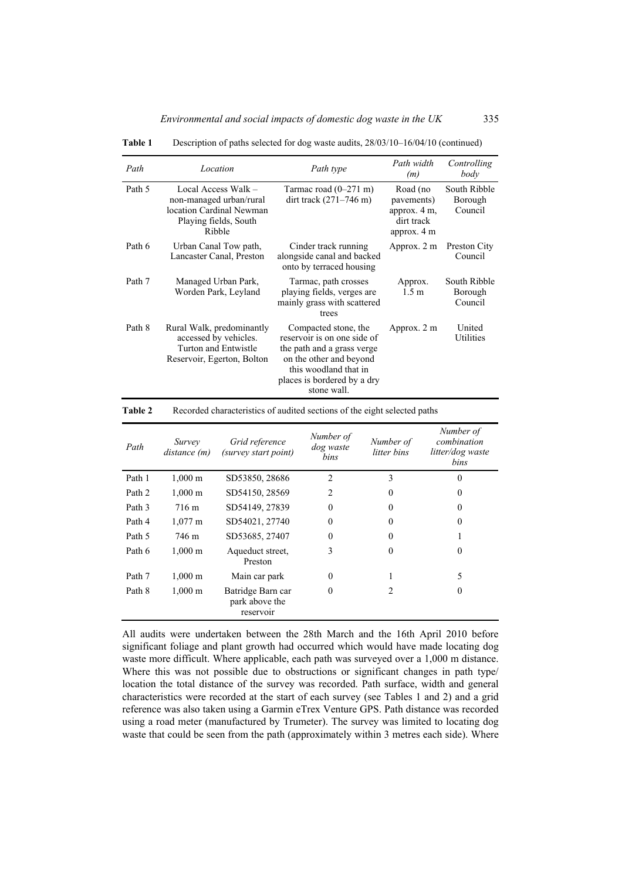**Table 1** Description of paths selected for dog waste audits, 28/03/10–16/04/10 (continued)

| Path | Location | Path type | Path width (m) | Controlling body |
|---|---|---|---|---|
| Path 5 | Local Access Walk – non-managed urban/rural location Cardinal Newman Playing fields, South Ribble | Tarmac road (0–271 m) dirt track (271–746 m) | Road (no pavements) approx. 4 m, dirt track approx. 4 m | South Ribble Borough Council |
| Path 6 | Urban Canal Tow path, Lancaster Canal, Preston | Cinder track running alongside canal and backed onto by terraced housing | Approx. 2 m | Preston City Council |
| Path 7 | Managed Urban Park, Worden Park, Leyland | Tarmac, path crosses playing fields, verges are mainly grass with scattered trees | Approx. 1.5 m | South Ribble Borough Council |
| Path 8 | Rural Walk, predominantly accessed by vehicles. Turton and Entwistle Reservoir, Egerton, Bolton | Compacted stone, the reservoir is on one side of the path and a grass verge on the other and beyond this woodland that in places is bordered by a dry stone wall. | Approx. 2 m | United Utilities |

**Table 2** Recorded characteristics of audited sections of the eight selected paths

| Path | Survey distance (m) | Grid reference (survey start point) | Number of dog waste bins | Number of litter bins | Number of combination litter/dog waste bins |
|---|---|---|---|---|---|
| Path 1 | 1,000 m | SD53850, 28686 | 2 | 3 | 0 |
| Path 2 | 1,000 m | SD54150, 28569 | 2 | 0 | 0 |
| Path 3 | 716 m | SD54149, 27839 | 0 | 0 | 0 |
| Path 4 | 1,077 m | SD54021, 27740 | 0 | 0 | 0 |
| Path 5 | 746 m | SD53685, 27407 | 0 | 0 | 1 |
| Path 6 | 1,000 m | Aqueduct street, Preston | 3 | 0 | 0 |
| Path 7 | 1,000 m | Main car park | 0 | 1 | 5 |
| Path 8 | 1,000 m | Batridge Barn car park above the reservoir | 0 | 2 | 0 |

All audits were undertaken between the 28th March and the 16th April 2010 before significant foliage and plant growth had occurred which would have made locating dog waste more difficult. Where applicable, each path was surveyed over a 1,000 m distance. Where this was not possible due to obstructions or significant changes in path type/ location the total distance of the survey was recorded. Path surface, width and general characteristics were recorded at the start of each survey (see Tables 1 and 2) and a grid reference was also taken using a Garmin eTrex Venture GPS. Path distance was recorded using a road meter (manufactured by Trumeter). The survey was limited to locating dog waste that could be seen from the path (approximately within 3 metres each side). Where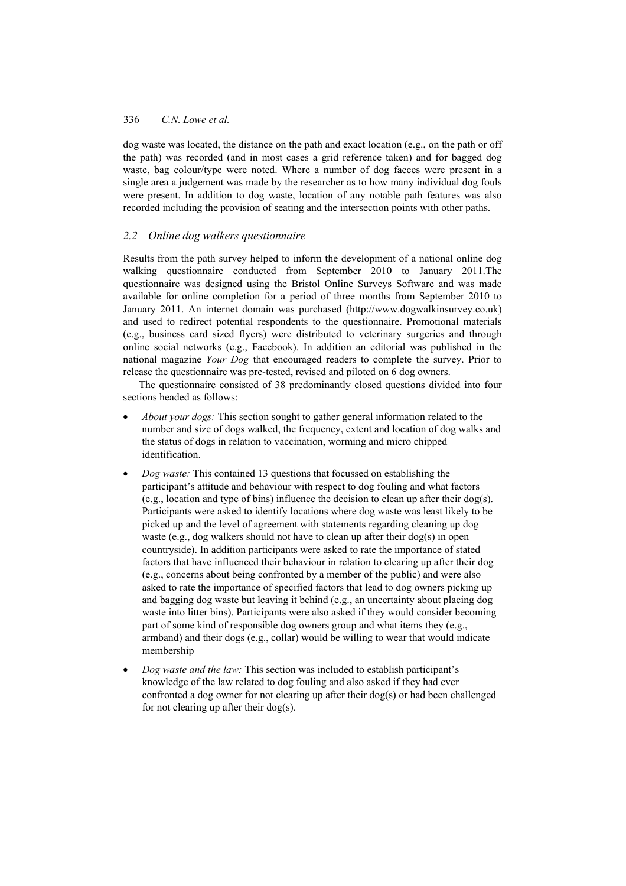dog waste was located, the distance on the path and exact location (e.g., on the path or off the path) was recorded (and in most cases a grid reference taken) and for bagged dog waste, bag colour/type were noted. Where a number of dog faeces were present in a single area a judgement was made by the researcher as to how many individual dog fouls were present. In addition to dog waste, location of any notable path features was also recorded including the provision of seating and the intersection points with other paths.

### 2.2 Online dog walkers questionnaire

Results from the path survey helped to inform the development of a national online dog walking questionnaire conducted from September 2010 to January 2011.The questionnaire was designed using the Bristol Online Surveys Software and was made available for online completion for a period of three months from September 2010 to January 2011. An internet domain was purchased (http://www.dogwalkinsurvey.co.uk) and used to redirect potential respondents to the questionnaire. Promotional materials (e.g., business card sized flyers) were distributed to veterinary surgeries and through online social networks (e.g., Facebook). In addition an editorial was published in the national magazine *Your Dog* that encouraged readers to complete the survey. Prior to release the questionnaire was pre-tested, revised and piloted on 6 dog owners.

The questionnaire consisted of 38 predominantly closed questions divided into four sections headed as follows:

- *About your dogs:* This section sought to gather general information related to the number and size of dogs walked, the frequency, extent and location of dog walks and the status of dogs in relation to vaccination, worming and micro chipped identification.
- *Dog waste:* This contained 13 questions that focussed on establishing the participant's attitude and behaviour with respect to dog fouling and what factors (e.g., location and type of bins) influence the decision to clean up after their dog(s). Participants were asked to identify locations where dog waste was least likely to be picked up and the level of agreement with statements regarding cleaning up dog waste (e.g., dog walkers should not have to clean up after their dog(s) in open countryside). In addition participants were asked to rate the importance of stated factors that have influenced their behaviour in relation to clearing up after their dog (e.g., concerns about being confronted by a member of the public) and were also asked to rate the importance of specified factors that lead to dog owners picking up and bagging dog waste but leaving it behind (e.g., an uncertainty about placing dog waste into litter bins). Participants were also asked if they would consider becoming part of some kind of responsible dog owners group and what items they (e.g., armband) and their dogs (e.g., collar) would be willing to wear that would indicate membership
- *Dog waste and the law:* This section was included to establish participant's knowledge of the law related to dog fouling and also asked if they had ever confronted a dog owner for not clearing up after their dog(s) or had been challenged for not clearing up after their dog(s).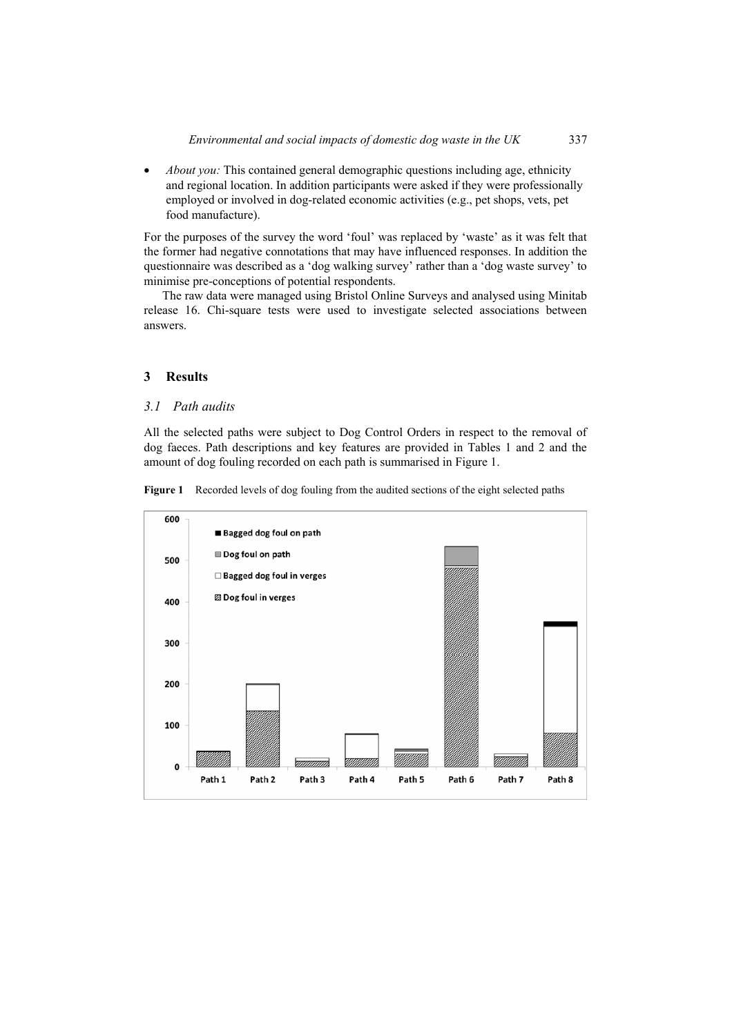- *About you:* This contained general demographic questions including age, ethnicity and regional location. In addition participants were asked if they were professionally employed or involved in dog-related economic activities (e.g., pet shops, vets, pet food manufacture).

For the purposes of the survey the word 'foul' was replaced by 'waste' as it was felt that the former had negative connotations that may have influenced responses. In addition the questionnaire was described as a 'dog walking survey' rather than a 'dog waste survey' to minimise pre-conceptions of potential respondents.

The raw data were managed using Bristol Online Surveys and analysed using Minitab release 16. Chi-square tests were used to investigate selected associations between answers.

## 3 Results

### 3.1 Path audits

All the selected paths were subject to Dog Control Orders in respect to the removal of dog faeces. Path descriptions and key features are provided in Tables 1 and 2 and the amount of dog fouling recorded on each path is summarised in Figure 1.

**Figure 1** Recorded levels of dog fouling from the audited sections of the eight selected paths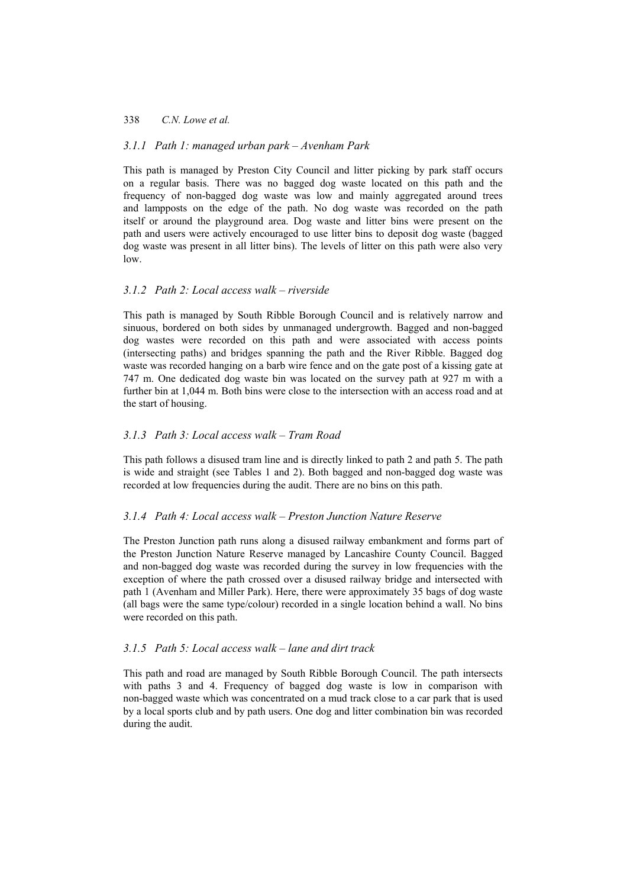### *3.1.1 Path 1: managed urban park – Avenham Park*

This path is managed by Preston City Council and litter picking by park staff occurs on a regular basis. There was no bagged dog waste located on this path and the frequency of non-bagged dog waste was low and mainly aggregated around trees and lampposts on the edge of the path. No dog waste was recorded on the path itself or around the playground area. Dog waste and litter bins were present on the path and users were actively encouraged to use litter bins to deposit dog waste (bagged dog waste was present in all litter bins). The levels of litter on this path were also very low.

### *3.1.2 Path 2: Local access walk – riverside*

This path is managed by South Ribble Borough Council and is relatively narrow and sinuous, bordered on both sides by unmanaged undergrowth. Bagged and non-bagged dog wastes were recorded on this path and were associated with access points (intersecting paths) and bridges spanning the path and the River Ribble. Bagged dog waste was recorded hanging on a barb wire fence and on the gate post of a kissing gate at 747 m. One dedicated dog waste bin was located on the survey path at 927 m with a further bin at 1,044 m. Both bins were close to the intersection with an access road and at the start of housing.

### *3.1.3 Path 3: Local access walk – Tram Road*

This path follows a disused tram line and is directly linked to path 2 and path 5. The path is wide and straight (see Tables 1 and 2). Both bagged and non-bagged dog waste was recorded at low frequencies during the audit. There are no bins on this path.

### *3.1.4 Path 4: Local access walk – Preston Junction Nature Reserve*

The Preston Junction path runs along a disused railway embankment and forms part of the Preston Junction Nature Reserve managed by Lancashire County Council. Bagged and non-bagged dog waste was recorded during the survey in low frequencies with the exception of where the path crossed over a disused railway bridge and intersected with path 1 (Avenham and Miller Park). Here, there were approximately 35 bags of dog waste (all bags were the same type/colour) recorded in a single location behind a wall. No bins were recorded on this path.

### *3.1.5 Path 5: Local access walk – lane and dirt track*

This path and road are managed by South Ribble Borough Council. The path intersects with paths 3 and 4. Frequency of bagged dog waste is low in comparison with non-bagged waste which was concentrated on a mud track close to a car park that is used by a local sports club and by path users. One dog and litter combination bin was recorded during the audit.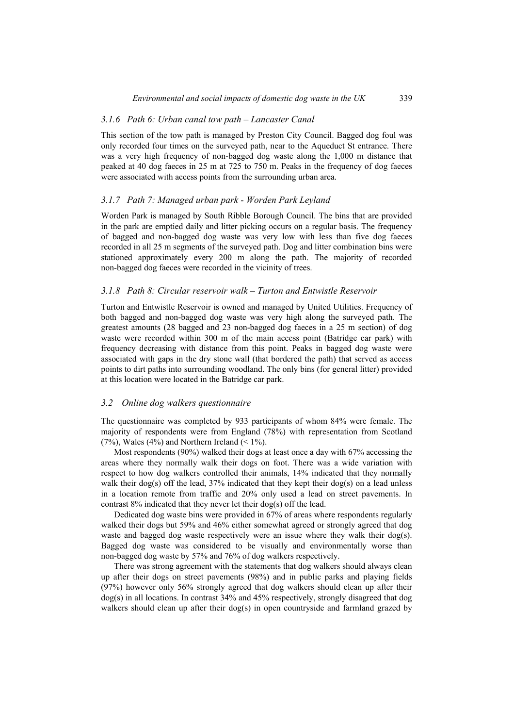### *3.1.6 Path 6: Urban canal tow path – Lancaster Canal*

This section of the tow path is managed by Preston City Council. Bagged dog foul was only recorded four times on the surveyed path, near to the Aqueduct St entrance. There was a very high frequency of non-bagged dog waste along the 1,000 m distance that peaked at 40 dog faeces in 25 m at 725 to 750 m. Peaks in the frequency of dog faeces were associated with access points from the surrounding urban area.

### *3.1.7 Path 7: Managed urban park - Worden Park Leyland*

Worden Park is managed by South Ribble Borough Council. The bins that are provided in the park are emptied daily and litter picking occurs on a regular basis. The frequency of bagged and non-bagged dog waste was very low with less than five dog faeces recorded in all 25 m segments of the surveyed path. Dog and litter combination bins were stationed approximately every 200 m along the path. The majority of recorded non-bagged dog faeces were recorded in the vicinity of trees.

### *3.1.8 Path 8: Circular reservoir walk – Turton and Entwistle Reservoir*

Turton and Entwistle Reservoir is owned and managed by United Utilities. Frequency of both bagged and non-bagged dog waste was very high along the surveyed path. The greatest amounts (28 bagged and 23 non-bagged dog faeces in a 25 m section) of dog waste were recorded within 300 m of the main access point (Batridge car park) with frequency decreasing with distance from this point. Peaks in bagged dog waste were associated with gaps in the dry stone wall (that bordered the path) that served as access points to dirt paths into surrounding woodland. The only bins (for general litter) provided at this location were located in the Batridge car park.

## *3.2 Online dog walkers questionnaire*

The questionnaire was completed by 933 participants of whom 84% were female. The majority of respondents were from England (78%) with representation from Scotland (7%), Wales (4%) and Northern Ireland (< 1%).

Most respondents (90%) walked their dogs at least once a day with 67% accessing the areas where they normally walk their dogs on foot. There was a wide variation with respect to how dog walkers controlled their animals, 14% indicated that they normally walk their dog(s) off the lead, 37% indicated that they kept their dog(s) on a lead unless in a location remote from traffic and 20% only used a lead on street pavements. In contrast 8% indicated that they never let their dog(s) off the lead.

Dedicated dog waste bins were provided in 67% of areas where respondents regularly walked their dogs but 59% and 46% either somewhat agreed or strongly agreed that dog waste and bagged dog waste respectively were an issue where they walk their dog(s). Bagged dog waste was considered to be visually and environmentally worse than non-bagged dog waste by 57% and 76% of dog walkers respectively.

There was strong agreement with the statements that dog walkers should always clean up after their dogs on street pavements (98%) and in public parks and playing fields (97%) however only 56% strongly agreed that dog walkers should clean up after their dog(s) in all locations. In contrast 34% and 45% respectively, strongly disagreed that dog walkers should clean up after their dog(s) in open countryside and farmland grazed by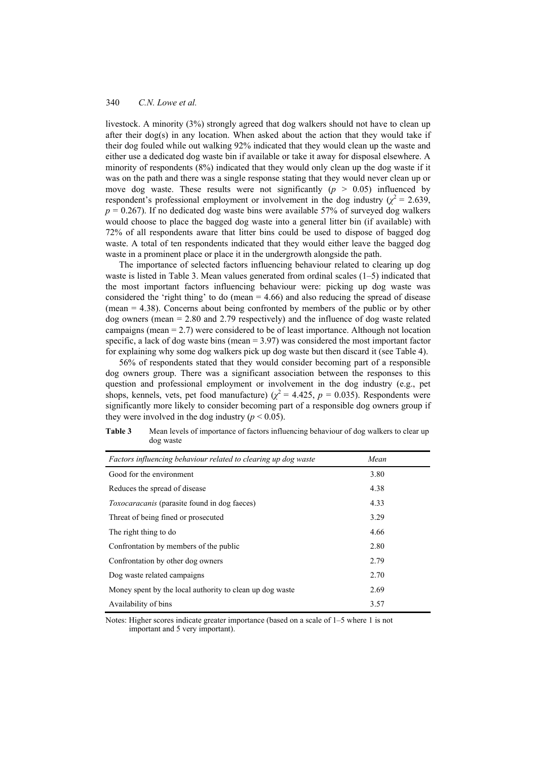livestock. A minority (3%) strongly agreed that dog walkers should not have to clean up after their dog(s) in any location. When asked about the action that they would take if their dog fouled while out walking 92% indicated that they would clean up the waste and either use a dedicated dog waste bin if available or take it away for disposal elsewhere. A minority of respondents (8%) indicated that they would only clean up the dog waste if it was on the path and there was a single response stating that they would never clean up or move dog waste. These results were not significantly ($p > 0.05$) influenced by respondent's professional employment or involvement in the dog industry ($\chi^2 = 2.639$, $p = 0.267$). If no dedicated dog waste bins were available 57% of surveyed dog walkers would choose to place the bagged dog waste into a general litter bin (if available) with 72% of all respondents aware that litter bins could be used to dispose of bagged dog waste. A total of ten respondents indicated that they would either leave the bagged dog waste in a prominent place or place it in the undergrowth alongside the path.

The importance of selected factors influencing behaviour related to clearing up dog waste is listed in Table 3. Mean values generated from ordinal scales (1–5) indicated that the most important factors influencing behaviour were: picking up dog waste was considered the 'right thing' to do (mean = 4.66) and also reducing the spread of disease (mean = 4.38). Concerns about being confronted by members of the public or by other dog owners (mean = 2.80 and 2.79 respectively) and the influence of dog waste related campaigns (mean = 2.7) were considered to be of least importance. Although not location specific, a lack of dog waste bins (mean = 3.97) was considered the most important factor for explaining why some dog walkers pick up dog waste but then discard it (see Table 4).

56% of respondents stated that they would consider becoming part of a responsible dog owners group. There was a significant association between the responses to this question and professional employment or involvement in the dog industry (e.g., pet shops, kennels, vets, pet food manufacture) ($\chi^2 = 4.425$, $p = 0.035$). Respondents were significantly more likely to consider becoming part of a responsible dog owners group if they were involved in the dog industry ($p < 0.05$).

**Table 3** Mean levels of importance of factors influencing behaviour of dog walkers to clear up dog waste

| *Factors influencing behaviour related to clearing up dog waste* | *Mean* |
|---|---|
| Good for the environment | 3.80 |
| Reduces the spread of disease | 4.38 |
| *Toxocaracanis* (parasite found in dog faeces) | 4.33 |
| Threat of being fined or prosecuted | 3.29 |
| The right thing to do | 4.66 |
| Confrontation by members of the public | 2.80 |
| Confrontation by other dog owners | 2.79 |
| Dog waste related campaigns | 2.70 |
| Money spent by the local authority to clean up dog waste | 2.69 |
| Availability of bins | 3.57 |

Notes: Higher scores indicate greater importance (based on a scale of 1–5 where 1 is not important and 5 very important).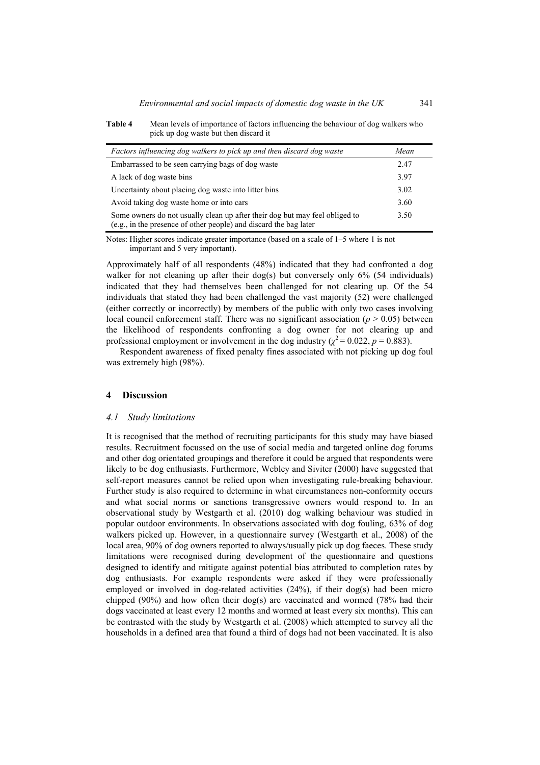**Table 4** Mean levels of importance of factors influencing the behaviour of dog walkers who pick up dog waste but then discard it

| *Factors influencing dog walkers to pick up and then discard dog waste* | *Mean* |
|---|---|
| Embarrassed to be seen carrying bags of dog waste | 2.47 |
| A lack of dog waste bins | 3.97 |
| Uncertainty about placing dog waste into litter bins | 3.02 |
| Avoid taking dog waste home or into cars | 3.60 |
| Some owners do not usually clean up after their dog but may feel obliged to (e.g., in the presence of other people) and discard the bag later | 3.50 |

Notes: Higher scores indicate greater importance (based on a scale of 1–5 where 1 is not important and 5 very important).

Approximately half of all respondents (48%) indicated that they had confronted a dog walker for not cleaning up after their dog(s) but conversely only 6% (54 individuals) indicated that they had themselves been challenged for not clearing up. Of the 54 individuals that stated they had been challenged the vast majority (52) were challenged (either correctly or incorrectly) by members of the public with only two cases involving local council enforcement staff. There was no significant association ($p > 0.05$) between the likelihood of respondents confronting a dog owner for not clearing up and professional employment or involvement in the dog industry ($\chi^2 = 0.022$, $p = 0.883$).

Respondent awareness of fixed penalty fines associated with not picking up dog foul was extremely high (98%).

## 4 Discussion

### *4.1 Study limitations*

It is recognised that the method of recruiting participants for this study may have biased results. Recruitment focussed on the use of social media and targeted online dog forums and other dog orientated groupings and therefore it could be argued that respondents were likely to be dog enthusiasts. Furthermore, Webley and Siviter (2000) have suggested that self-report measures cannot be relied upon when investigating rule-breaking behaviour. Further study is also required to determine in what circumstances non-conformity occurs and what social norms or sanctions transgressive owners would respond to. In an observational study by Westgarth et al. (2010) dog walking behaviour was studied in popular outdoor environments. In observations associated with dog fouling, 63% of dog walkers picked up. However, in a questionnaire survey (Westgarth et al., 2008) of the local area, 90% of dog owners reported to always/usually pick up dog faeces. These study limitations were recognised during development of the questionnaire and questions designed to identify and mitigate against potential bias attributed to completion rates by dog enthusiasts. For example respondents were asked if they were professionally employed or involved in dog-related activities (24%), if their dog(s) had been micro chipped (90%) and how often their dog(s) are vaccinated and wormed (78% had their dogs vaccinated at least every 12 months and wormed at least every six months). This can be contrasted with the study by Westgarth et al. (2008) which attempted to survey all the households in a defined area that found a third of dogs had not been vaccinated. It is also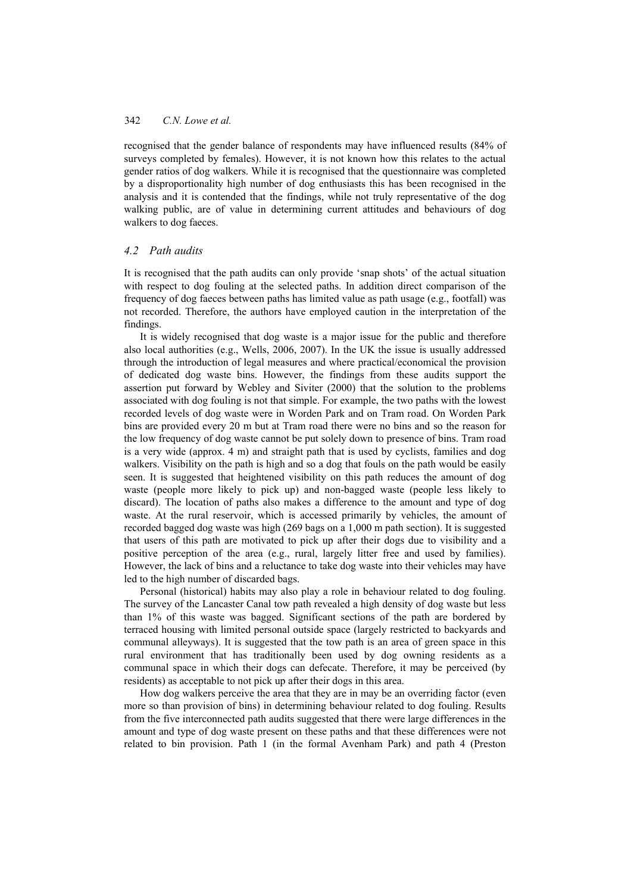recognised that the gender balance of respondents may have influenced results (84% of surveys completed by females). However, it is not known how this relates to the actual gender ratios of dog walkers. While it is recognised that the questionnaire was completed by a disproportionality high number of dog enthusiasts this has been recognised in the analysis and it is contended that the findings, while not truly representative of the dog walking public, are of value in determining current attitudes and behaviours of dog walkers to dog faeces.

### *4.2 Path audits*

It is recognised that the path audits can only provide 'snap shots' of the actual situation with respect to dog fouling at the selected paths. In addition direct comparison of the frequency of dog faeces between paths has limited value as path usage (e.g., footfall) was not recorded. Therefore, the authors have employed caution in the interpretation of the findings.

It is widely recognised that dog waste is a major issue for the public and therefore also local authorities (e.g., Wells, 2006, 2007). In the UK the issue is usually addressed through the introduction of legal measures and where practical/economical the provision of dedicated dog waste bins. However, the findings from these audits support the assertion put forward by Webley and Siviter (2000) that the solution to the problems associated with dog fouling is not that simple. For example, the two paths with the lowest recorded levels of dog waste were in Worden Park and on Tram road. On Worden Park bins are provided every 20 m but at Tram road there were no bins and so the reason for the low frequency of dog waste cannot be put solely down to presence of bins. Tram road is a very wide (approx. 4 m) and straight path that is used by cyclists, families and dog walkers. Visibility on the path is high and so a dog that fouls on the path would be easily seen. It is suggested that heightened visibility on this path reduces the amount of dog waste (people more likely to pick up) and non-bagged waste (people less likely to discard). The location of paths also makes a difference to the amount and type of dog waste. At the rural reservoir, which is accessed primarily by vehicles, the amount of recorded bagged dog waste was high (269 bags on a 1,000 m path section). It is suggested that users of this path are motivated to pick up after their dogs due to visibility and a positive perception of the area (e.g., rural, largely litter free and used by families). However, the lack of bins and a reluctance to take dog waste into their vehicles may have led to the high number of discarded bags.

Personal (historical) habits may also play a role in behaviour related to dog fouling. The survey of the Lancaster Canal tow path revealed a high density of dog waste but less than 1% of this waste was bagged. Significant sections of the path are bordered by terraced housing with limited personal outside space (largely restricted to backyards and communal alleyways). It is suggested that the tow path is an area of green space in this rural environment that has traditionally been used by dog owning residents as a communal space in which their dogs can defecate. Therefore, it may be perceived (by residents) as acceptable to not pick up after their dogs in this area.

How dog walkers perceive the area that they are in may be an overriding factor (even more so than provision of bins) in determining behaviour related to dog fouling. Results from the five interconnected path audits suggested that there were large differences in the amount and type of dog waste present on these paths and that these differences were not related to bin provision. Path 1 (in the formal Avenham Park) and path 4 (Preston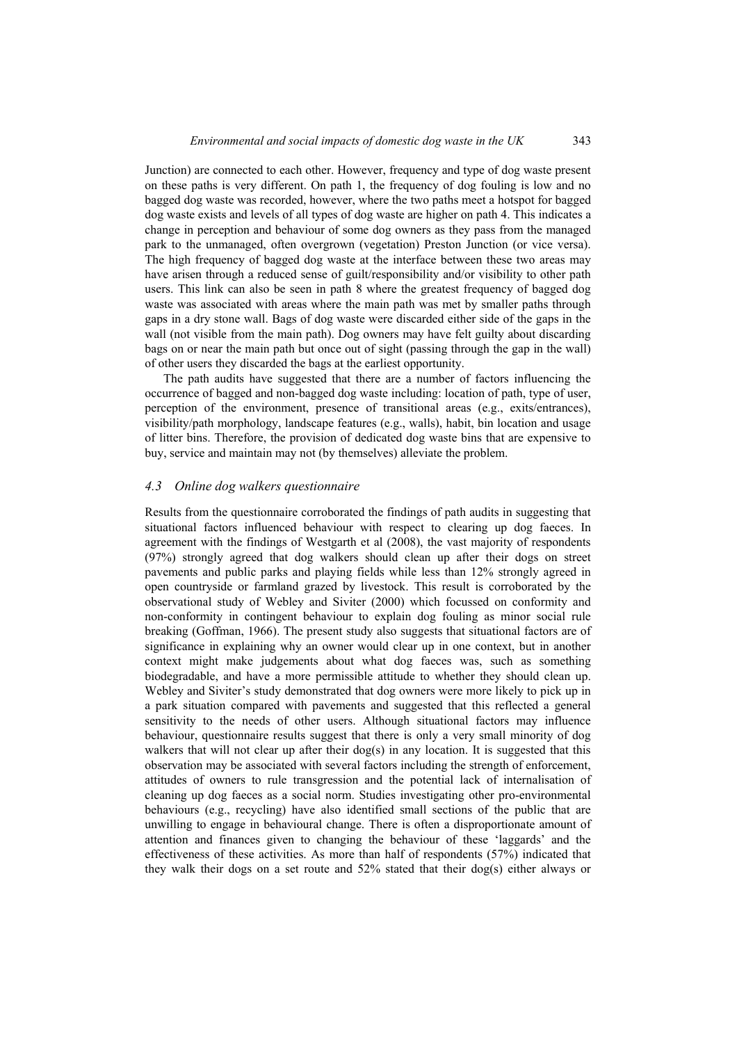Junction) are connected to each other. However, frequency and type of dog waste present on these paths is very different. On path 1, the frequency of dog fouling is low and no bagged dog waste was recorded, however, where the two paths meet a hotspot for bagged dog waste exists and levels of all types of dog waste are higher on path 4. This indicates a change in perception and behaviour of some dog owners as they pass from the managed park to the unmanaged, often overgrown (vegetation) Preston Junction (or vice versa). The high frequency of bagged dog waste at the interface between these two areas may have arisen through a reduced sense of guilt/responsibility and/or visibility to other path users. This link can also be seen in path 8 where the greatest frequency of bagged dog waste was associated with areas where the main path was met by smaller paths through gaps in a dry stone wall. Bags of dog waste were discarded either side of the gaps in the wall (not visible from the main path). Dog owners may have felt guilty about discarding bags on or near the main path but once out of sight (passing through the gap in the wall) of other users they discarded the bags at the earliest opportunity.

The path audits have suggested that there are a number of factors influencing the occurrence of bagged and non-bagged dog waste including: location of path, type of user, perception of the environment, presence of transitional areas (e.g., exits/entrances), visibility/path morphology, landscape features (e.g., walls), habit, bin location and usage of litter bins. Therefore, the provision of dedicated dog waste bins that are expensive to buy, service and maintain may not (by themselves) alleviate the problem.

### *4.3 Online dog walkers questionnaire*

Results from the questionnaire corroborated the findings of path audits in suggesting that situational factors influenced behaviour with respect to clearing up dog faeces. In agreement with the findings of Westgarth et al (2008), the vast majority of respondents (97%) strongly agreed that dog walkers should clean up after their dogs on street pavements and public parks and playing fields while less than 12% strongly agreed in open countryside or farmland grazed by livestock. This result is corroborated by the observational study of Webley and Siviter (2000) which focussed on conformity and non-conformity in contingent behaviour to explain dog fouling as minor social rule breaking (Goffman, 1966). The present study also suggests that situational factors are of significance in explaining why an owner would clear up in one context, but in another context might make judgements about what dog faeces was, such as something biodegradable, and have a more permissible attitude to whether they should clean up. Webley and Siviter's study demonstrated that dog owners were more likely to pick up in a park situation compared with pavements and suggested that this reflected a general sensitivity to the needs of other users. Although situational factors may influence behaviour, questionnaire results suggest that there is only a very small minority of dog walkers that will not clear up after their dog(s) in any location. It is suggested that this observation may be associated with several factors including the strength of enforcement, attitudes of owners to rule transgression and the potential lack of internalisation of cleaning up dog faeces as a social norm. Studies investigating other pro-environmental behaviours (e.g., recycling) have also identified small sections of the public that are unwilling to engage in behavioural change. There is often a disproportionate amount of attention and finances given to changing the behaviour of these 'laggards' and the effectiveness of these activities. As more than half of respondents (57%) indicated that they walk their dogs on a set route and 52% stated that their dog(s) either always or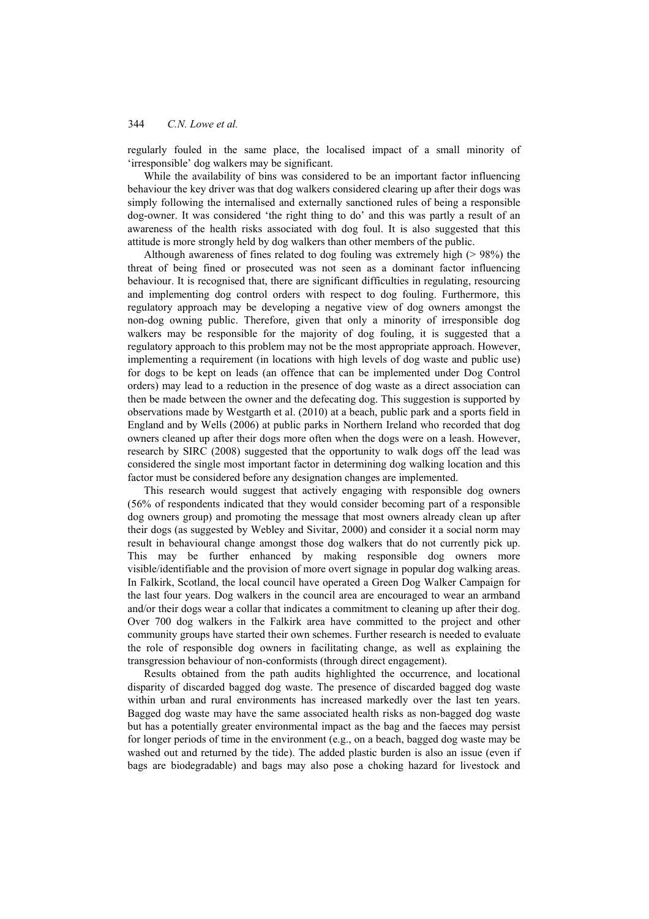regularly fouled in the same place, the localised impact of a small minority of 'irresponsible' dog walkers may be significant.

While the availability of bins was considered to be an important factor influencing behaviour the key driver was that dog walkers considered clearing up after their dogs was simply following the internalised and externally sanctioned rules of being a responsible dog-owner. It was considered 'the right thing to do' and this was partly a result of an awareness of the health risks associated with dog foul. It is also suggested that this attitude is more strongly held by dog walkers than other members of the public.

Although awareness of fines related to dog fouling was extremely high (> 98%) the threat of being fined or prosecuted was not seen as a dominant factor influencing behaviour. It is recognised that, there are significant difficulties in regulating, resourcing and implementing dog control orders with respect to dog fouling. Furthermore, this regulatory approach may be developing a negative view of dog owners amongst the non-dog owning public. Therefore, given that only a minority of irresponsible dog walkers may be responsible for the majority of dog fouling, it is suggested that a regulatory approach to this problem may not be the most appropriate approach. However, implementing a requirement (in locations with high levels of dog waste and public use) for dogs to be kept on leads (an offence that can be implemented under Dog Control orders) may lead to a reduction in the presence of dog waste as a direct association can then be made between the owner and the defecating dog. This suggestion is supported by observations made by Westgarth et al. (2010) at a beach, public park and a sports field in England and by Wells (2006) at public parks in Northern Ireland who recorded that dog owners cleaned up after their dogs more often when the dogs were on a leash. However, research by SIRC (2008) suggested that the opportunity to walk dogs off the lead was considered the single most important factor in determining dog walking location and this factor must be considered before any designation changes are implemented.

This research would suggest that actively engaging with responsible dog owners (56% of respondents indicated that they would consider becoming part of a responsible dog owners group) and promoting the message that most owners already clean up after their dogs (as suggested by Webley and Sivitar, 2000) and consider it a social norm may result in behavioural change amongst those dog walkers that do not currently pick up. This may be further enhanced by making responsible dog owners more visible/identifiable and the provision of more overt signage in popular dog walking areas. In Falkirk, Scotland, the local council have operated a Green Dog Walker Campaign for the last four years. Dog walkers in the council area are encouraged to wear an armband and/or their dogs wear a collar that indicates a commitment to cleaning up after their dog. Over 700 dog walkers in the Falkirk area have committed to the project and other community groups have started their own schemes. Further research is needed to evaluate the role of responsible dog owners in facilitating change, as well as explaining the transgression behaviour of non-conformists (through direct engagement).

Results obtained from the path audits highlighted the occurrence, and locational disparity of discarded bagged dog waste. The presence of discarded bagged dog waste within urban and rural environments has increased markedly over the last ten years. Bagged dog waste may have the same associated health risks as non-bagged dog waste but has a potentially greater environmental impact as the bag and the faeces may persist for longer periods of time in the environment (e.g., on a beach, bagged dog waste may be washed out and returned by the tide). The added plastic burden is also an issue (even if bags are biodegradable) and bags may also pose a choking hazard for livestock and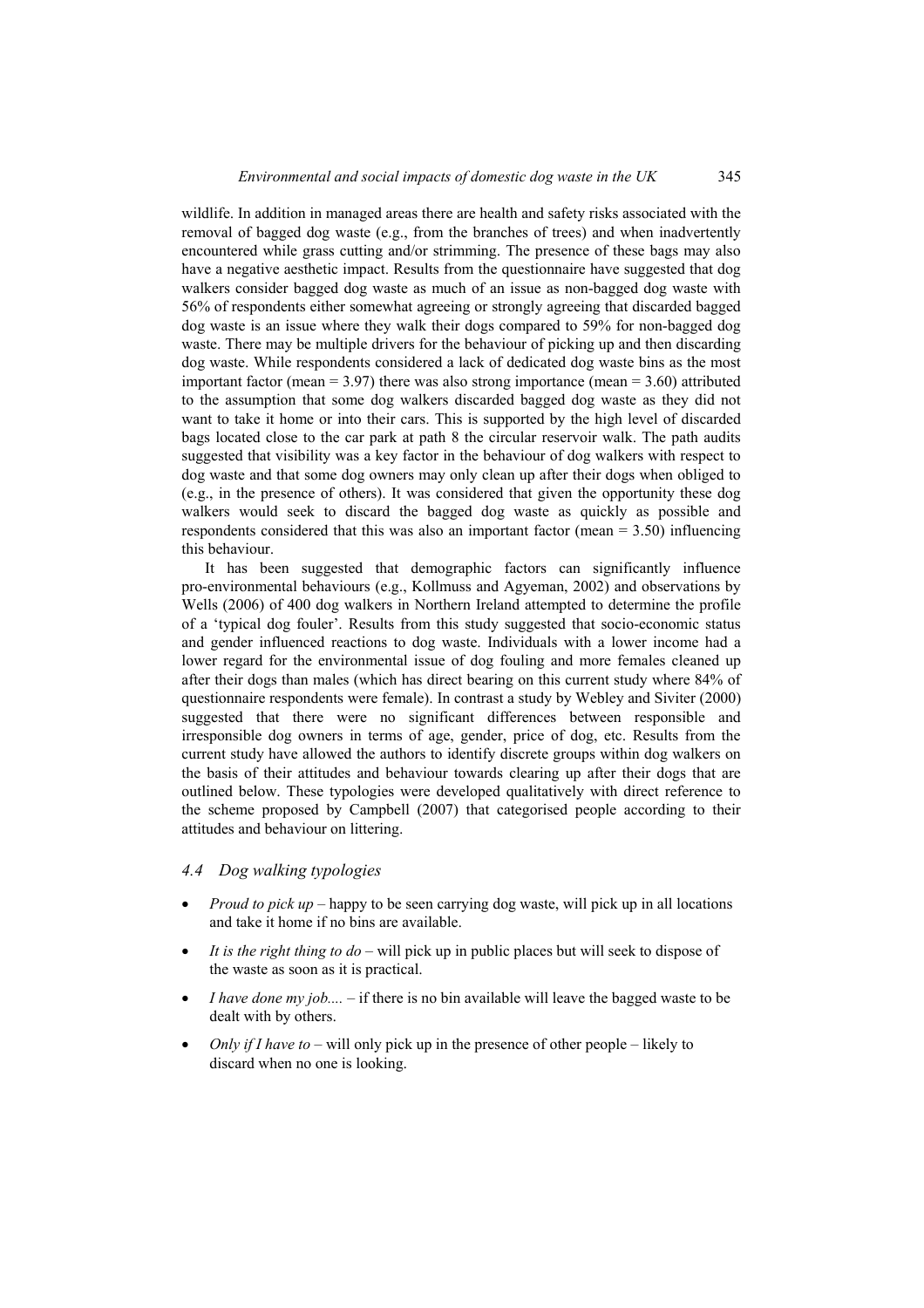wildlife. In addition in managed areas there are health and safety risks associated with the removal of bagged dog waste (e.g., from the branches of trees) and when inadvertently encountered while grass cutting and/or strimming. The presence of these bags may also have a negative aesthetic impact. Results from the questionnaire have suggested that dog walkers consider bagged dog waste as much of an issue as non-bagged dog waste with 56% of respondents either somewhat agreeing or strongly agreeing that discarded bagged dog waste is an issue where they walk their dogs compared to 59% for non-bagged dog waste. There may be multiple drivers for the behaviour of picking up and then discarding dog waste. While respondents considered a lack of dedicated dog waste bins as the most important factor (mean = 3.97) there was also strong importance (mean = 3.60) attributed to the assumption that some dog walkers discarded bagged dog waste as they did not want to take it home or into their cars. This is supported by the high level of discarded bags located close to the car park at path 8 the circular reservoir walk. The path audits suggested that visibility was a key factor in the behaviour of dog walkers with respect to dog waste and that some dog owners may only clean up after their dogs when obliged to (e.g., in the presence of others). It was considered that given the opportunity these dog walkers would seek to discard the bagged dog waste as quickly as possible and respondents considered that this was also an important factor (mean = 3.50) influencing this behaviour.

It has been suggested that demographic factors can significantly influence pro-environmental behaviours (e.g., Kollmuss and Agyeman, 2002) and observations by Wells (2006) of 400 dog walkers in Northern Ireland attempted to determine the profile of a 'typical dog fouler'. Results from this study suggested that socio-economic status and gender influenced reactions to dog waste. Individuals with a lower income had a lower regard for the environmental issue of dog fouling and more females cleaned up after their dogs than males (which has direct bearing on this current study where 84% of questionnaire respondents were female). In contrast a study by Webley and Siviter (2000) suggested that there were no significant differences between responsible and irresponsible dog owners in terms of age, gender, price of dog, etc. Results from the current study have allowed the authors to identify discrete groups within dog walkers on the basis of their attitudes and behaviour towards clearing up after their dogs that are outlined below. These typologies were developed qualitatively with direct reference to the scheme proposed by Campbell (2007) that categorised people according to their attitudes and behaviour on littering.

### 4.4 Dog walking typologies

- *Proud to pick up* – happy to be seen carrying dog waste, will pick up in all locations and take it home if no bins are available.
- *It is the right thing to do* – will pick up in public places but will seek to dispose of the waste as soon as it is practical.
- *I have done my job....* – if there is no bin available will leave the bagged waste to be dealt with by others.
- *Only if I have to* – will only pick up in the presence of other people – likely to discard when no one is looking.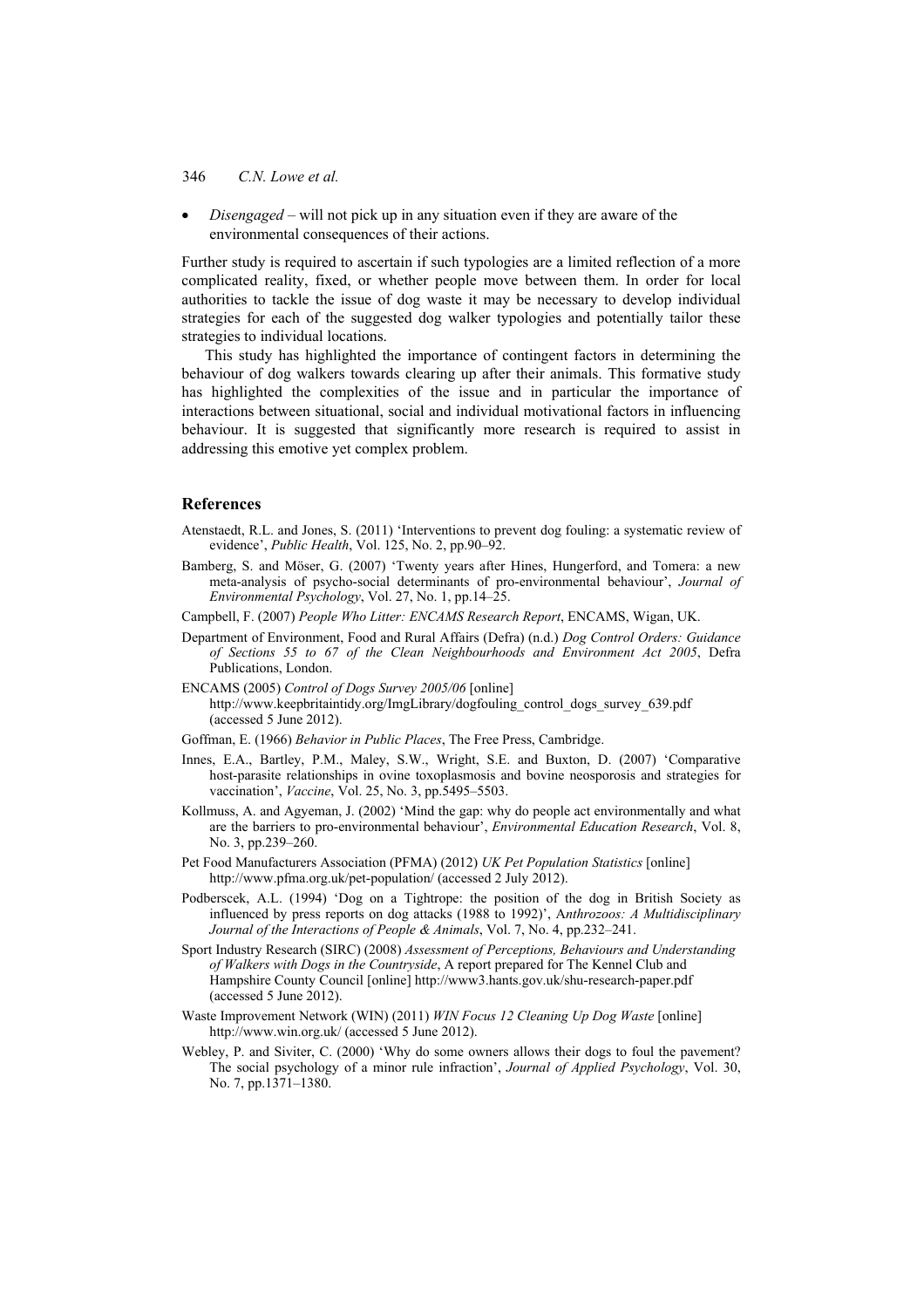- *Disengaged* – will not pick up in any situation even if they are aware of the environmental consequences of their actions.

Further study is required to ascertain if such typologies are a limited reflection of a more complicated reality, fixed, or whether people move between them. In order for local authorities to tackle the issue of dog waste it may be necessary to develop individual strategies for each of the suggested dog walker typologies and potentially tailor these strategies to individual locations.

This study has highlighted the importance of contingent factors in determining the behaviour of dog walkers towards clearing up after their animals. This formative study has highlighted the complexities of the issue and in particular the importance of interactions between situational, social and individual motivational factors in influencing behaviour. It is suggested that significantly more research is required to assist in addressing this emotive yet complex problem.

## References

Atenstaedt, R.L. and Jones, S. (2011) 'Interventions to prevent dog fouling: a systematic review of evidence', *Public Health*, Vol. 125, No. 2, pp.90–92.

Bamberg, S. and Möser, G. (2007) 'Twenty years after Hines, Hungerford, and Tomera: a new meta-analysis of psycho-social determinants of pro-environmental behaviour', *Journal of Environmental Psychology*, Vol. 27, No. 1, pp.14–25.

Campbell, F. (2007) *People Who Litter: ENCAMS Research Report*, ENCAMS, Wigan, UK.

Department of Environment, Food and Rural Affairs (Defra) (n.d.) *Dog Control Orders: Guidance of Sections 55 to 67 of the Clean Neighbourhoods and Environment Act 2005*, Defra Publications, London.

ENCAMS (2005) *Control of Dogs Survey 2005/06* [online] http://www.keepbritaintidy.org/ImgLibrary/dogfouling_control_dogs_survey_639.pdf (accessed 5 June 2012).

Goffman, E. (1966) *Behavior in Public Places*, The Free Press, Cambridge.

Innes, E.A., Bartley, P.M., Maley, S.W., Wright, S.E. and Buxton, D. (2007) 'Comparative host-parasite relationships in ovine toxoplasmosis and bovine neosporosis and strategies for vaccination', *Vaccine*, Vol. 25, No. 3, pp.5495–5503.

Kollmuss, A. and Agyeman, J. (2002) 'Mind the gap: why do people act environmentally and what are the barriers to pro-environmental behaviour', *Environmental Education Research*, Vol. 8, No. 3, pp.239–260.

Pet Food Manufacturers Association (PFMA) (2012) *UK Pet Population Statistics* [online] http://www.pfma.org.uk/pet-population/ (accessed 2 July 2012).

Podberscek, A.L. (1994) 'Dog on a Tightrope: the position of the dog in British Society as influenced by press reports on dog attacks (1988 to 1992)', A*nthrozoos: A Multidisciplinary Journal of the Interactions of People & Animals*, Vol. 7, No. 4, pp.232–241.

Sport Industry Research (SIRC) (2008) *Assessment of Perceptions, Behaviours and Understanding of Walkers with Dogs in the Countryside*, A report prepared for The Kennel Club and Hampshire County Council [online] http://www3.hants.gov.uk/shu-research-paper.pdf (accessed 5 June 2012).

Waste Improvement Network (WIN) (2011) *WIN Focus 12 Cleaning Up Dog Waste* [online] http://www.win.org.uk/ (accessed 5 June 2012).

Webley, P. and Siviter, C. (2000) 'Why do some owners allows their dogs to foul the pavement? The social psychology of a minor rule infraction', *Journal of Applied Psychology*, Vol. 30, No. 7, pp.1371–1380.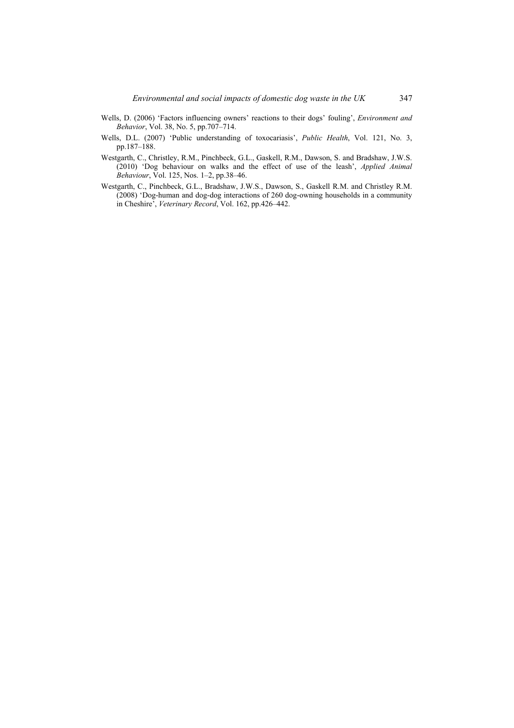Wells, D. (2006) 'Factors influencing owners' reactions to their dogs' fouling', *Environment and Behavior*, Vol. 38, No. 5, pp.707–714.

Wells, D.L. (2007) 'Public understanding of toxocariasis', *Public Health*, Vol. 121, No. 3, pp.187–188.

Westgarth, C., Christley, R.M., Pinchbeck, G.L., Gaskell, R.M., Dawson, S. and Bradshaw, J.W.S. (2010) 'Dog behaviour on walks and the effect of use of the leash', *Applied Animal Behaviour*, Vol. 125, Nos. 1–2, pp.38–46.

Westgarth, C., Pinchbeck, G.L., Bradshaw, J.W.S., Dawson, S., Gaskell R.M. and Christley R.M. (2008) 'Dog-human and dog-dog interactions of 260 dog-owning households in a community in Cheshire', *Veterinary Record*, Vol. 162, pp.426–442.